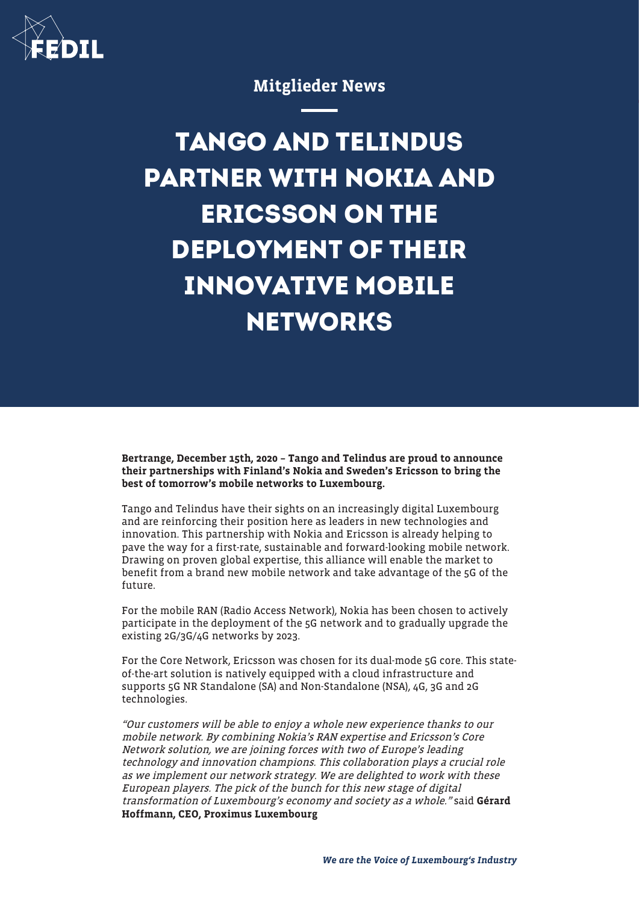Mitglieder News

# TANGO AND TELINDUS PARTNER WITH NOKIA AND ERICSSON ON THE DEPLOYMENT OF THEIR INNOVATIVE MOBILE NETWORKS

**Bertrange, December 15th, 2020 – Tango and Telindus are proud to announce their partnerships with Finland's Nokia and Sweden's Ericsson to bring the best of tomorrow's mobile networks to Luxembourg.**

Tango and Telindus have their sights on an increasingly digital Luxembourg and are reinforcing their position here as leaders in new technologies and innovation. This partnership with Nokia and Ericsson is already helping to pave the way for a first-rate, sustainable and forward-looking mobile network. Drawing on proven global expertise, this alliance will enable the market to benefit from a brand new mobile network and take advantage of the 5G of the future.

For the mobile RAN (Radio Access Network), Nokia has been chosen to actively participate in the deployment of the 5G network and to gradually upgrade the existing 2G/3G/4G networks by 2023.

For the Core Network, Ericsson was chosen for its dual-mode 5G core. This state-of-the-art solution is natively equipped with a cloud infrastructure and supports 5G NR Standalone (SA) and Non-Standalone (NSA), 4G, 3G and 2G technologies.

*"Our customers will be able to enjoy a whole new experience thanks to our mobile network. By combining Nokia's RAN expertise and Ericsson's Core Network solution, we are joining forces with two of Europe's leading technology and innovation champions. This collaboration plays a crucial role as we implement our network strategy. We are delighted to work with these European players. The pick of the bunch for this new stage of digital transformation of Luxembourg's economy and society as a whole."* said **Gérard Hoffmann, CEO, Proximus Luxembourg**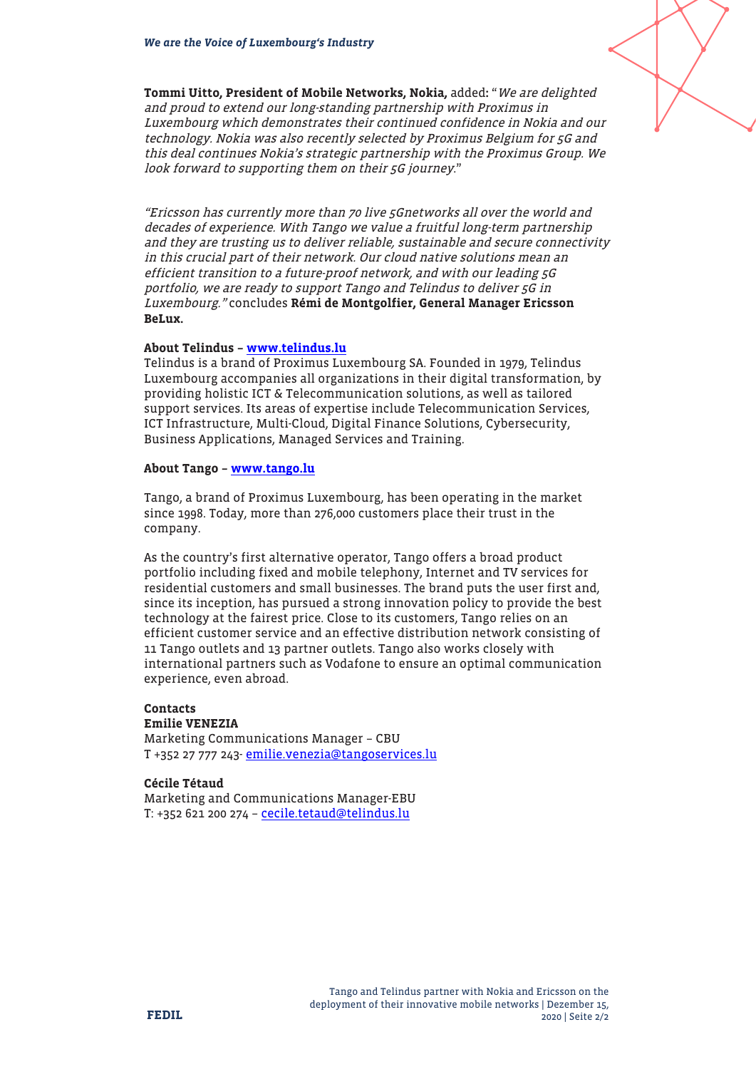**Tommi Uitto, President of Mobile Networks, Nokia,** added: "*We are delighted and proud to extend our long-standing partnership with Proximus in Luxembourg which demonstrates their continued confidence in Nokia and our technology. Nokia was also recently selected by Proximus Belgium for 5G and this deal continues Nokia's strategic partnership with the Proximus Group. We look forward to supporting them on their 5G journey.*"

*"Ericsson has currently more than 70 live 5Gnetworks all over the world and decades of experience. With Tango we value a fruitful long-term partnership and they are trusting us to deliver reliable, sustainable and secure connectivity in this crucial part of their network. Our cloud native solutions mean an efficient transition to a future-proof network, and with our leading 5G portfolio, we are ready to support Tango and Telindus to deliver 5G in Luxembourg."* concludes **Rémi de Montgolfier, General Manager Ericsson BeLux.**

**About Telindus – [www.telindus.lu](http://www.telindus.lu)**
Telindus is a brand of Proximus Luxembourg SA. Founded in 1979, Telindus Luxembourg accompanies all organizations in their digital transformation, by providing holistic ICT & Telecommunication solutions, as well as tailored support services. Its areas of expertise include Telecommunication Services, ICT Infrastructure, Multi-Cloud, Digital Finance Solutions, Cybersecurity, Business Applications, Managed Services and Training.

**About Tango – [www.tango.lu](http://www.tango.lu)**

Tango, a brand of Proximus Luxembourg, has been operating in the market since 1998. Today, more than 276,000 customers place their trust in the company.

As the country's first alternative operator, Tango offers a broad product portfolio including fixed and mobile telephony, Internet and TV services for residential customers and small businesses. The brand puts the user first and, since its inception, has pursued a strong innovation policy to provide the best technology at the fairest price. Close to its customers, Tango relies on an efficient customer service and an effective distribution network consisting of 11 Tango outlets and 13 partner outlets. Tango also works closely with international partners such as Vodafone to ensure an optimal communication experience, even abroad.

**Contacts**
**Emilie VENEZIA**
Marketing Communications Manager – CBU
T +352 27 777 243- [emilie.venezia@tangoservices.lu](mailto:emilie.venezia@tangoservices.lu)

**Cécile Tétaud**
Marketing and Communications Manager-EBU
T: +352 621 200 274 – [cecile.tetaud@telindus.lu](mailto:cecile.tetaud@telindus.lu)